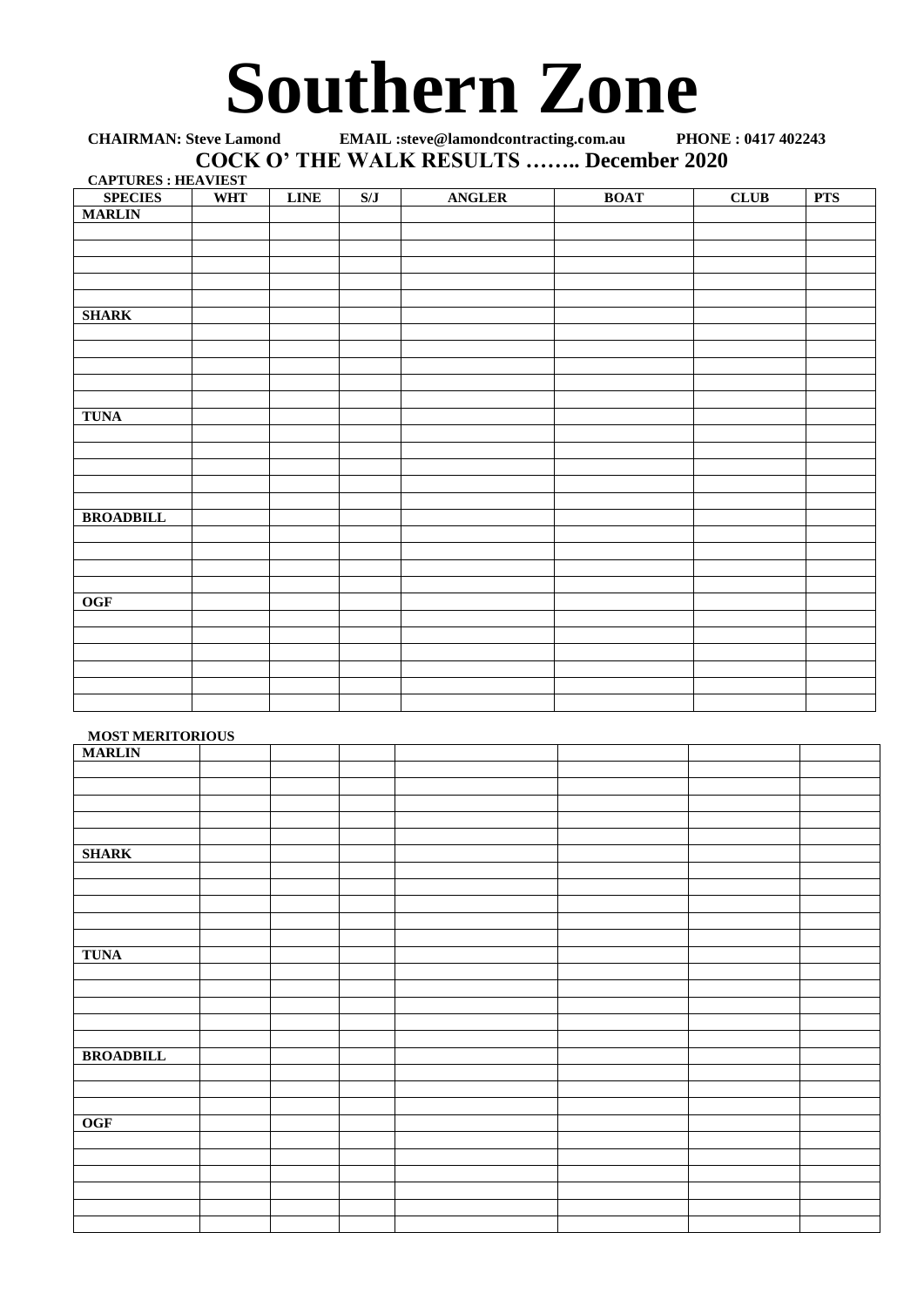# Southern Zone

**CHAIRMAN: Steve Lamond EMAIL :steve@lamondcontracting.com.au PHONE : 0417 402243**

## COCK O' THE WALK RESULTS …….. December 2020

**CAPTURES : HEAVIEST**

| SPECIES | WHT | LINE | S/J | ANGLER | BOAT | CLUB | PTS |
|---|---|---|---|---|---|---|---|
| **MARLIN** | | | | | | | |
| | | | | | | | |
| | | | | | | | |
| | | | | | | | |
| | | | | | | | |
| | | | | | | | |
| **SHARK** | | | | | | | |
| | | | | | | | |
| | | | | | | | |
| | | | | | | | |
| | | | | | | | |
| | | | | | | | |
| **TUNA** | | | | | | | |
| | | | | | | | |
| | | | | | | | |
| | | | | | | | |
| | | | | | | | |
| | | | | | | | |
| **BROADBILL** | | | | | | | |
| | | | | | | | |
| | | | | | | | |
| | | | | | | | |
| | | | | | | | |
| **OGF** | | | | | | | |
| | | | | | | | |
| | | | | | | | |
| | | | | | | | |
| | | | | | | | |
| | | | | | | | |
| | | | | | | | |

**MOST MERITORIOUS**

| | | | | | | | |
|---|---|---|---|---|---|---|---|
| **MARLIN** | | | | | | | |
| | | | | | | | |
| | | | | | | | |
| | | | | | | | |
| | | | | | | | |
| | | | | | | | |
| **SHARK** | | | | | | | |
| | | | | | | | |
| | | | | | | | |
| | | | | | | | |
| | | | | | | | |
| | | | | | | | |
| **TUNA** | | | | | | | |
| | | | | | | | |
| | | | | | | | |
| | | | | | | | |
| | | | | | | | |
| | | | | | | | |
| **BROADBILL** | | | | | | | |
| | | | | | | | |
| | | | | | | | |
| | | | | | | | |
| **OGF** | | | | | | | |
| | | | | | | | |
| | | | | | | | |
| | | | | | | | |
| | | | | | | | |
| | | | | | | | |
| | | | | | | | |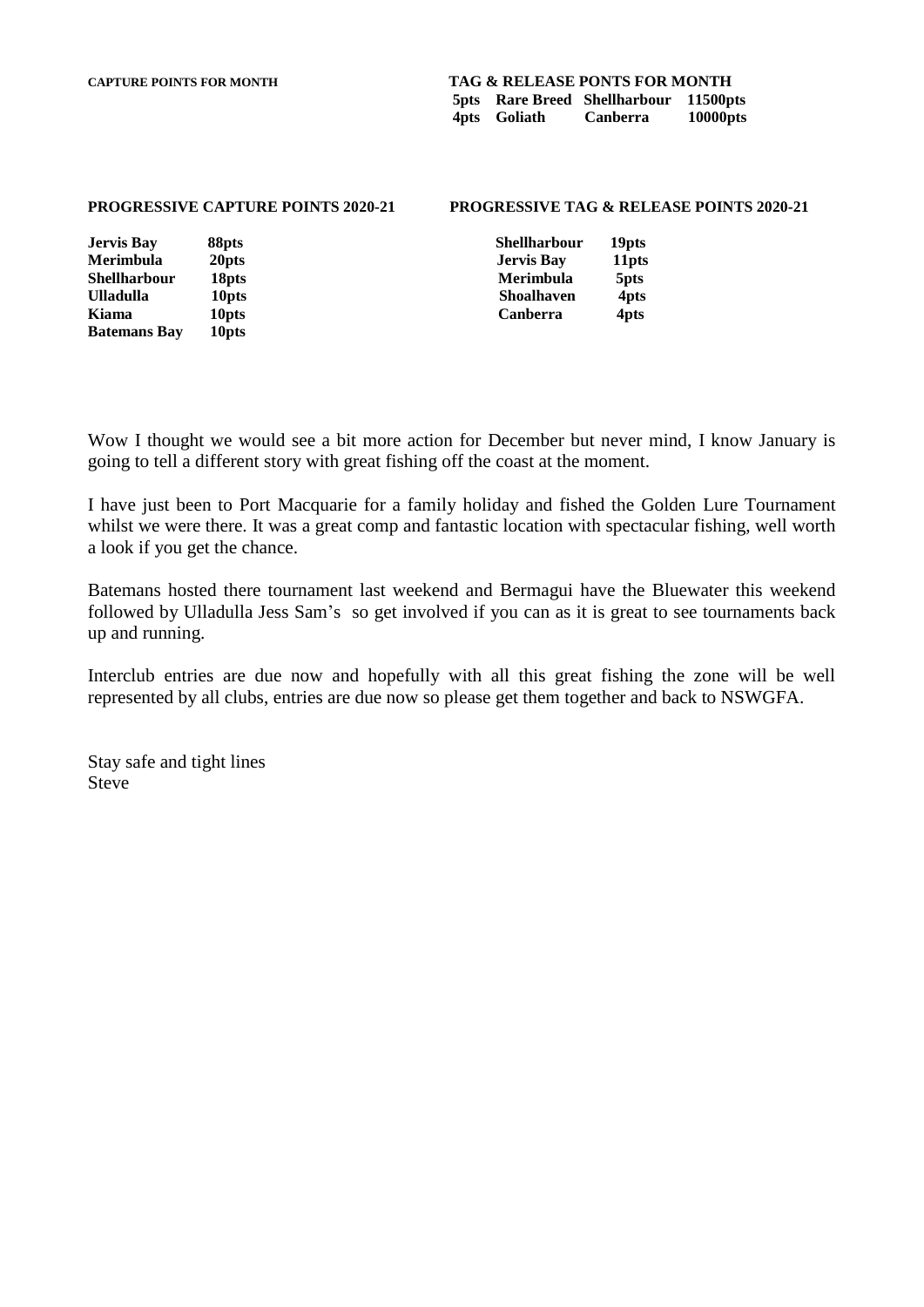**CAPTURE POINTS FOR MONTH**

**TAG & RELEASE PONTS FOR MONTH**

| | | | |
|---|---|---|---|
| **5pts** | **Rare Breed** | **Shellharbour** | **11500pts** |
| **4pts** | **Goliath** | **Canberra** | **10000pts** |

**PROGRESSIVE CAPTURE POINTS 2020-21**

| | |
|---|---|
| **Jervis Bay** | **88pts** |
| **Merimbula** | **20pts** |
| **Shellharbour** | **18pts** |
| **Ulladulla** | **10pts** |
| **Kiama** | **10pts** |
| **Batemans Bay** | **10pts** |

**PROGRESSIVE TAG & RELEASE POINTS 2020-21**

| | |
|---|---|
| **Shellharbour** | **19pts** |
| **Jervis Bay** | **11pts** |
| **Merimbula** | **5pts** |
| **Shoalhaven** | **4pts** |
| **Canberra** | **4pts** |

Wow I thought we would see a bit more action for December but never mind, I know January is going to tell a different story with great fishing off the coast at the moment.

I have just been to Port Macquarie for a family holiday and fished the Golden Lure Tournament whilst we were there. It was a great comp and fantastic location with spectacular fishing, well worth a look if you get the chance.

Batemans hosted there tournament last weekend and Bermagui have the Bluewater this weekend followed by Ulladulla Jess Sam's so get involved if you can as it is great to see tournaments back up and running.

Interclub entries are due now and hopefully with all this great fishing the zone will be well represented by all clubs, entries are due now so please get them together and back to NSWGFA.

Stay safe and tight lines
Steve